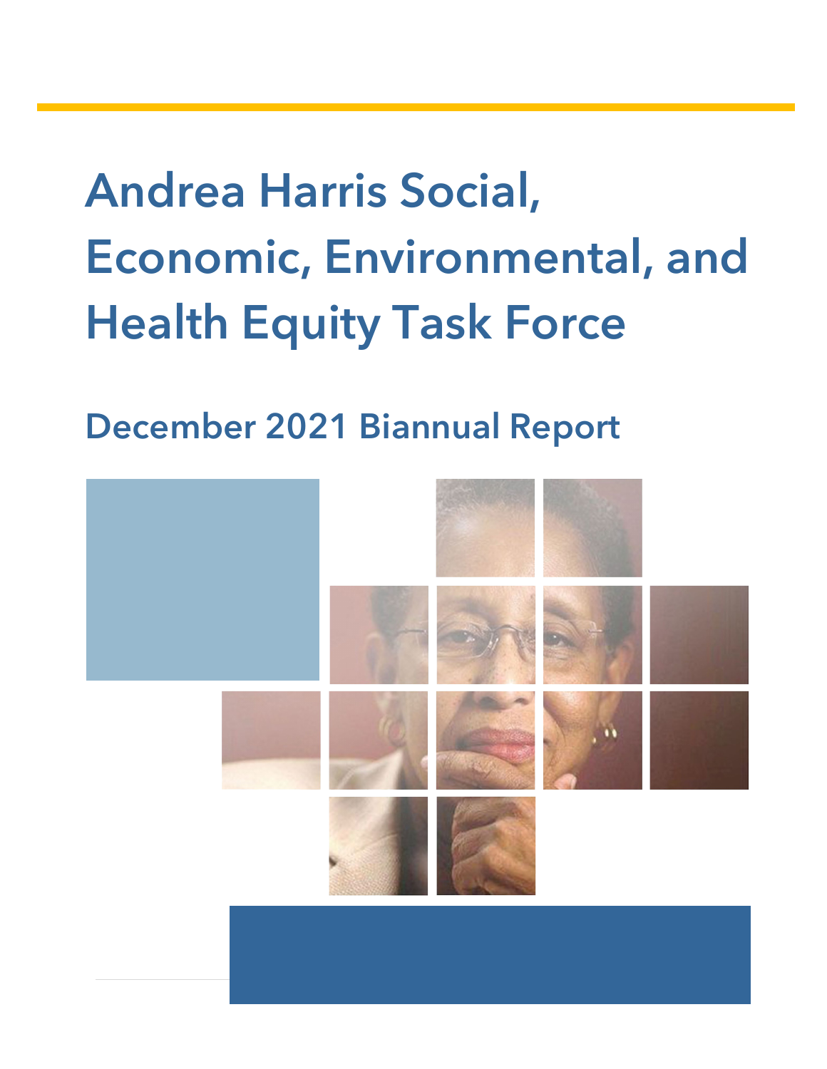# Andrea Harris Social, Economic, Environmental, and Health Equity Task Force

## December 2021 Biannual Report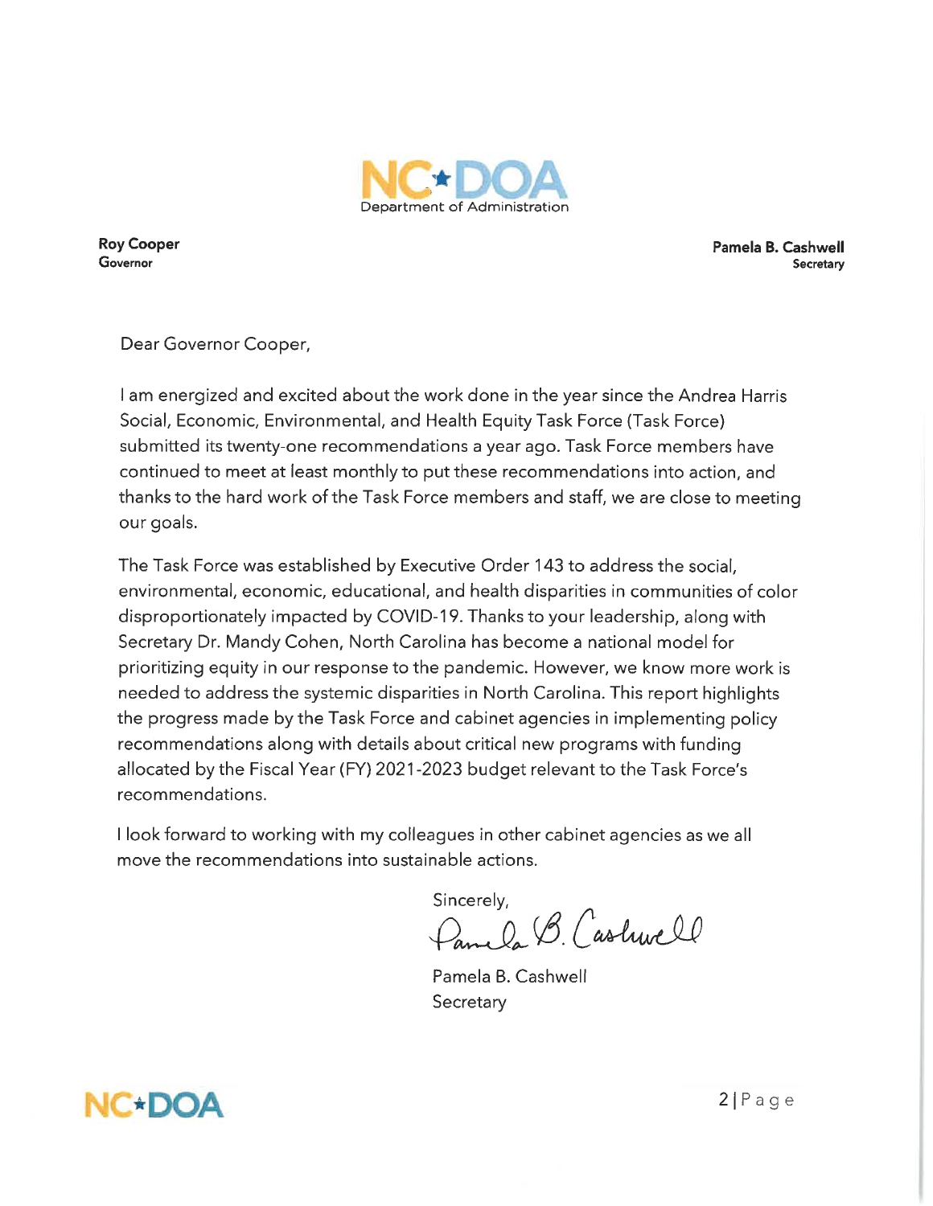NC★DOA
Department of Administration

**Roy Cooper**
**Governor**

**Pamela B. Cashwell**
**Secretary**

Dear Governor Cooper,

I am energized and excited about the work done in the year since the Andrea Harris Social, Economic, Environmental, and Health Equity Task Force (Task Force) submitted its twenty-one recommendations a year ago. Task Force members have continued to meet at least monthly to put these recommendations into action, and thanks to the hard work of the Task Force members and staff, we are close to meeting our goals.

The Task Force was established by Executive Order 143 to address the social, environmental, economic, educational, and health disparities in communities of color disproportionately impacted by COVID-19. Thanks to your leadership, along with Secretary Dr. Mandy Cohen, North Carolina has become a national model for prioritizing equity in our response to the pandemic. However, we know more work is needed to address the systemic disparities in North Carolina. This report highlights the progress made by the Task Force and cabinet agencies in implementing policy recommendations along with details about critical new programs with funding allocated by the Fiscal Year (FY) 2021-2023 budget relevant to the Task Force's recommendations.

I look forward to working with my colleagues in other cabinet agencies as we all move the recommendations into sustainable actions.

Sincerely,

Pamela B. Cashwell

Pamela B. Cashwell
Secretary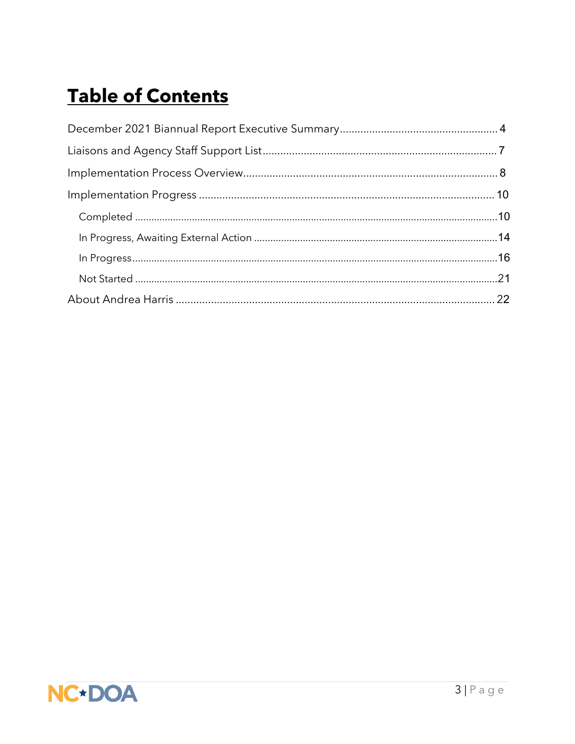# Table of Contents

December 2021 Biannual Report Executive Summary.....4

Liaisons and Agency Staff Support List.....7

Implementation Process Overview.....8

Implementation Progress.....10

- Completed.....10
- In Progress, Awaiting External Action.....14
- In Progress.....16
- Not Started.....21

About Andrea Harris.....22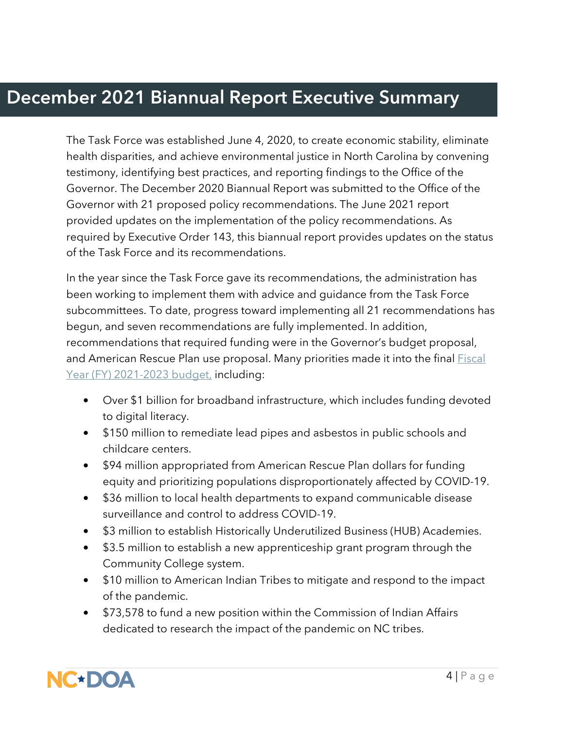# December 2021 Biannual Report Executive Summary

The Task Force was established June 4, 2020, to create economic stability, eliminate health disparities, and achieve environmental justice in North Carolina by convening testimony, identifying best practices, and reporting findings to the Office of the Governor. The December 2020 Biannual Report was submitted to the Office of the Governor with 21 proposed policy recommendations. The June 2021 report provided updates on the implementation of the policy recommendations. As required by Executive Order 143, this biannual report provides updates on the status of the Task Force and its recommendations.

In the year since the Task Force gave its recommendations, the administration has been working to implement them with advice and guidance from the Task Force subcommittees. To date, progress toward implementing all 21 recommendations has begun, and seven recommendations are fully implemented. In addition, recommendations that required funding were in the Governor's budget proposal, and American Rescue Plan use proposal. Many priorities made it into the final Fiscal Year (FY) 2021-2023 budget, including:

- Over $1 billion for broadband infrastructure, which includes funding devoted to digital literacy.
- $150 million to remediate lead pipes and asbestos in public schools and childcare centers.
- $94 million appropriated from American Rescue Plan dollars for funding equity and prioritizing populations disproportionately affected by COVID-19.
- $36 million to local health departments to expand communicable disease surveillance and control to address COVID-19.
- $3 million to establish Historically Underutilized Business (HUB) Academies.
- $3.5 million to establish a new apprenticeship grant program through the Community College system.
- $10 million to American Indian Tribes to mitigate and respond to the impact of the pandemic.
- $73,578 to fund a new position within the Commission of Indian Affairs dedicated to research the impact of the pandemic on NC tribes.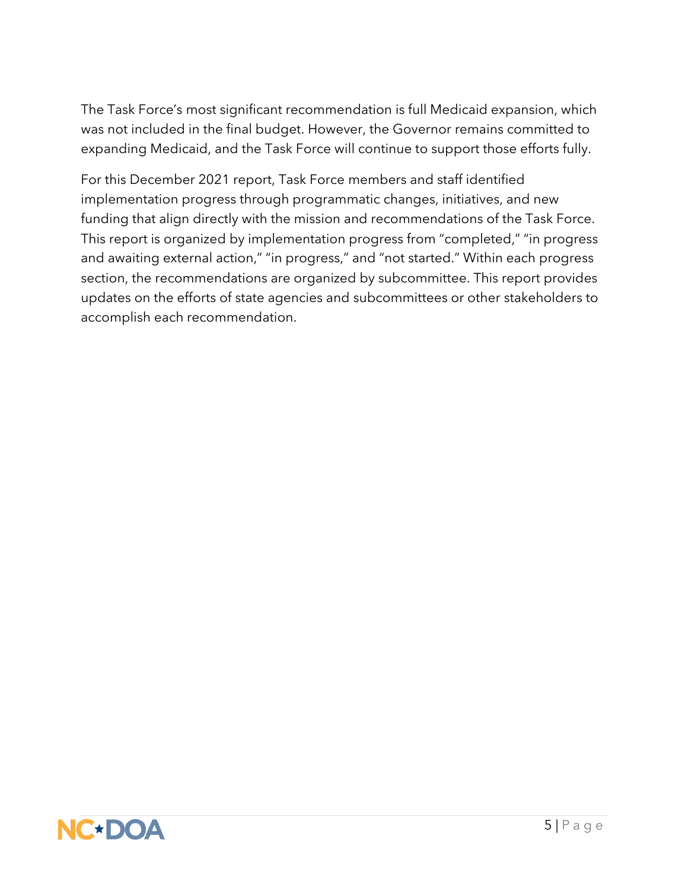The Task Force's most significant recommendation is full Medicaid expansion, which was not included in the final budget. However, the Governor remains committed to expanding Medicaid, and the Task Force will continue to support those efforts fully.

For this December 2021 report, Task Force members and staff identified implementation progress through programmatic changes, initiatives, and new funding that align directly with the mission and recommendations of the Task Force. This report is organized by implementation progress from "completed," "in progress and awaiting external action," "in progress," and "not started." Within each progress section, the recommendations are organized by subcommittee. This report provides updates on the efforts of state agencies and subcommittees or other stakeholders to accomplish each recommendation.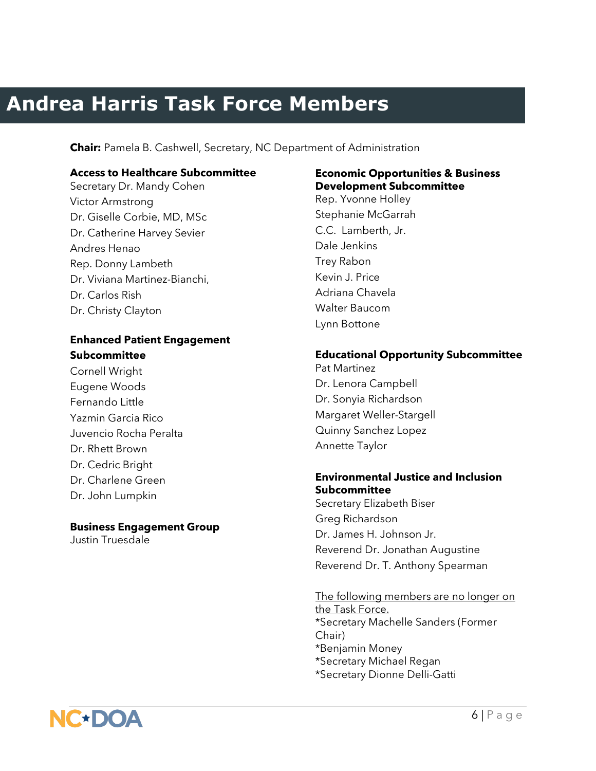# Andrea Harris Task Force Members

**Chair:** Pamela B. Cashwell, Secretary, NC Department of Administration

**Access to Healthcare Subcommittee**
Secretary Dr. Mandy Cohen
Victor Armstrong
Dr. Giselle Corbie, MD, MSc
Dr. Catherine Harvey Sevier
Andres Henao
Rep. Donny Lambeth
Dr. Viviana Martinez-Bianchi,
Dr. Carlos Rish
Dr. Christy Clayton

**Enhanced Patient Engagement Subcommittee**
Cornell Wright
Eugene Woods
Fernando Little
Yazmin Garcia Rico
Juvencio Rocha Peralta
Dr. Rhett Brown
Dr. Cedric Bright
Dr. Charlene Green
Dr. John Lumpkin

**Business Engagement Group**
Justin Truesdale

**Economic Opportunities & Business Development Subcommittee**
Rep. Yvonne Holley
Stephanie McGarrah
C.C. Lamberth, Jr.
Dale Jenkins
Trey Rabon
Kevin J. Price
Adriana Chavela
Walter Baucom
Lynn Bottone

**Educational Opportunity Subcommittee**
Pat Martinez
Dr. Lenora Campbell
Dr. Sonyia Richardson
Margaret Weller-Stargell
Quinny Sanchez Lopez
Annette Taylor

**Environmental Justice and Inclusion Subcommittee**
Secretary Elizabeth Biser
Greg Richardson
Dr. James H. Johnson Jr.
Reverend Dr. Jonathan Augustine
Reverend Dr. T. Anthony Spearman

<u>The following members are no longer on the Task Force.</u>
*Secretary Machelle Sanders (Former Chair)
*Benjamin Money
*Secretary Michael Regan
*Secretary Dionne Delli-Gatti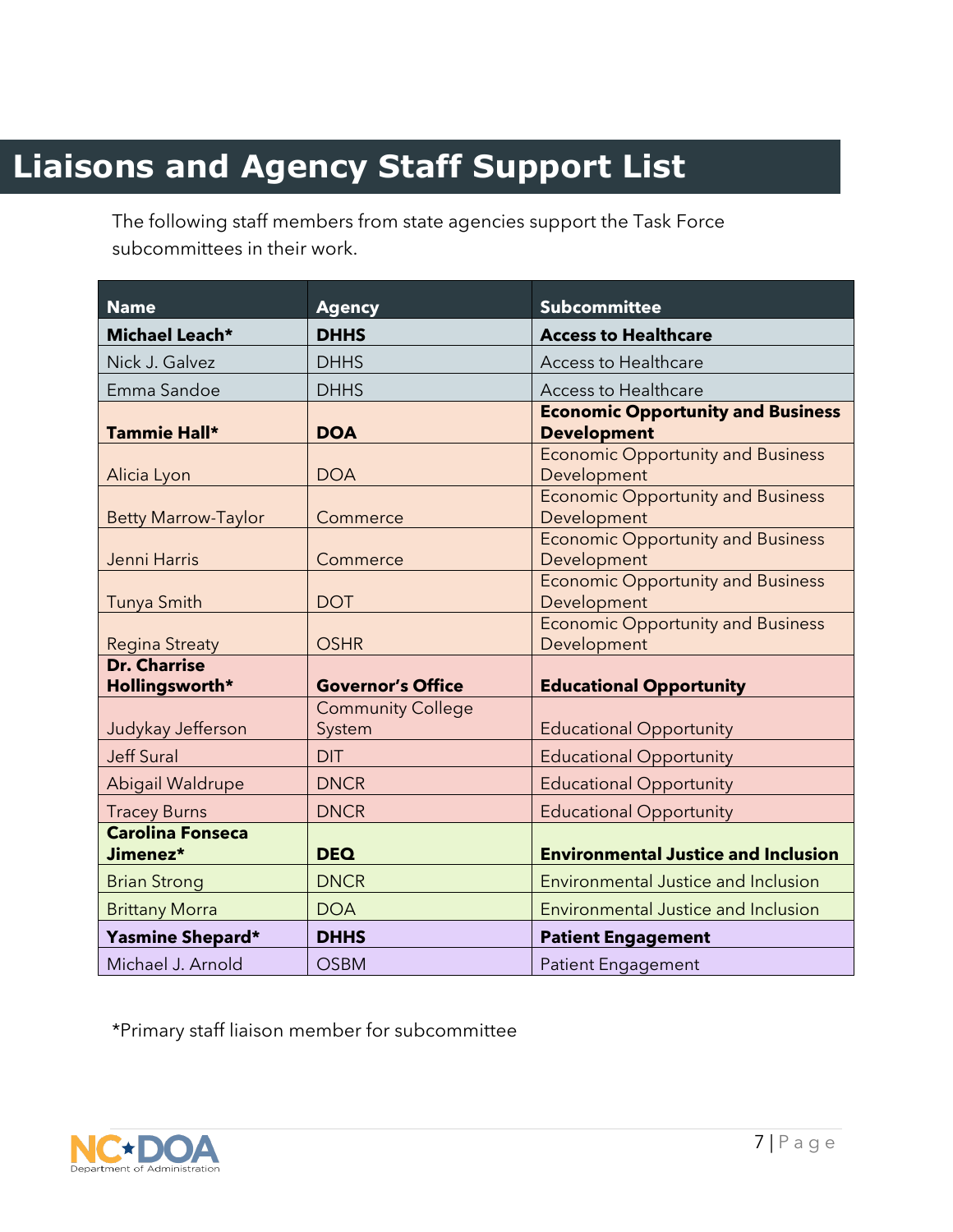# Liaisons and Agency Staff Support List

The following staff members from state agencies support the Task Force subcommittees in their work.

| Name | Agency | Subcommittee |
| --- | --- | --- |
| **Michael Leach*** | **DHHS** | **Access to Healthcare** |
| Nick J. Galvez | DHHS | Access to Healthcare |
| Emma Sandoe | DHHS | Access to Healthcare |
| **Tammie Hall*** | **DOA** | **Economic Opportunity and Business Development** |
| Alicia Lyon | DOA | Economic Opportunity and Business Development |
| Betty Marrow-Taylor | Commerce | Economic Opportunity and Business Development |
| Jenni Harris | Commerce | Economic Opportunity and Business Development |
| Tunya Smith | DOT | Economic Opportunity and Business Development |
| Regina Streaty | OSHR | Economic Opportunity and Business Development |
| **Dr. Charrise Hollingsworth*** | **Governor's Office** | **Educational Opportunity** |
| Judykay Jefferson | Community College System | Educational Opportunity |
| Jeff Sural | DIT | Educational Opportunity |
| Abigail Waldrupe | DNCR | Educational Opportunity |
| Tracey Burns | DNCR | Educational Opportunity |
| **Carolina Fonseca Jimenez*** | **DEQ** | **Environmental Justice and Inclusion** |
| Brian Strong | DNCR | Environmental Justice and Inclusion |
| Brittany Morra | DOA | Environmental Justice and Inclusion |
| **Yasmine Shepard*** | **DHHS** | **Patient Engagement** |
| Michael J. Arnold | OSBM | Patient Engagement |

*Primary staff liaison member for subcommittee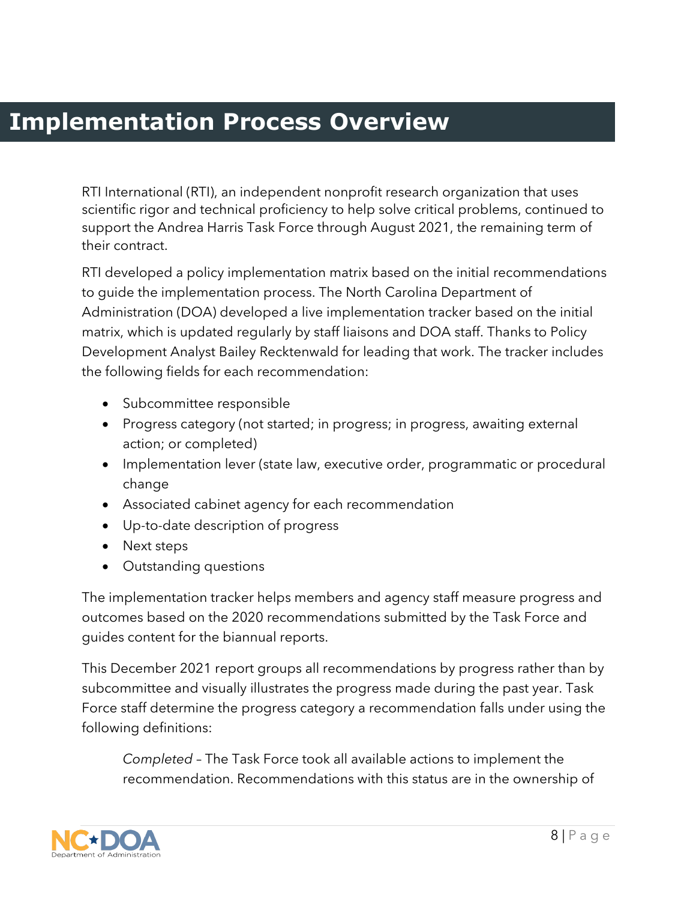# Implementation Process Overview

RTI International (RTI), an independent nonprofit research organization that uses scientific rigor and technical proficiency to help solve critical problems, continued to support the Andrea Harris Task Force through August 2021, the remaining term of their contract.

RTI developed a policy implementation matrix based on the initial recommendations to guide the implementation process. The North Carolina Department of Administration (DOA) developed a live implementation tracker based on the initial matrix, which is updated regularly by staff liaisons and DOA staff. Thanks to Policy Development Analyst Bailey Recktenwald for leading that work. The tracker includes the following fields for each recommendation:

- Subcommittee responsible
- Progress category (not started; in progress; in progress, awaiting external action; or completed)
- Implementation lever (state law, executive order, programmatic or procedural change
- Associated cabinet agency for each recommendation
- Up-to-date description of progress
- Next steps
- Outstanding questions

The implementation tracker helps members and agency staff measure progress and outcomes based on the 2020 recommendations submitted by the Task Force and guides content for the biannual reports.

This December 2021 report groups all recommendations by progress rather than by subcommittee and visually illustrates the progress made during the past year. Task Force staff determine the progress category a recommendation falls under using the following definitions:

> *Completed* – The Task Force took all available actions to implement the recommendation. Recommendations with this status are in the ownership of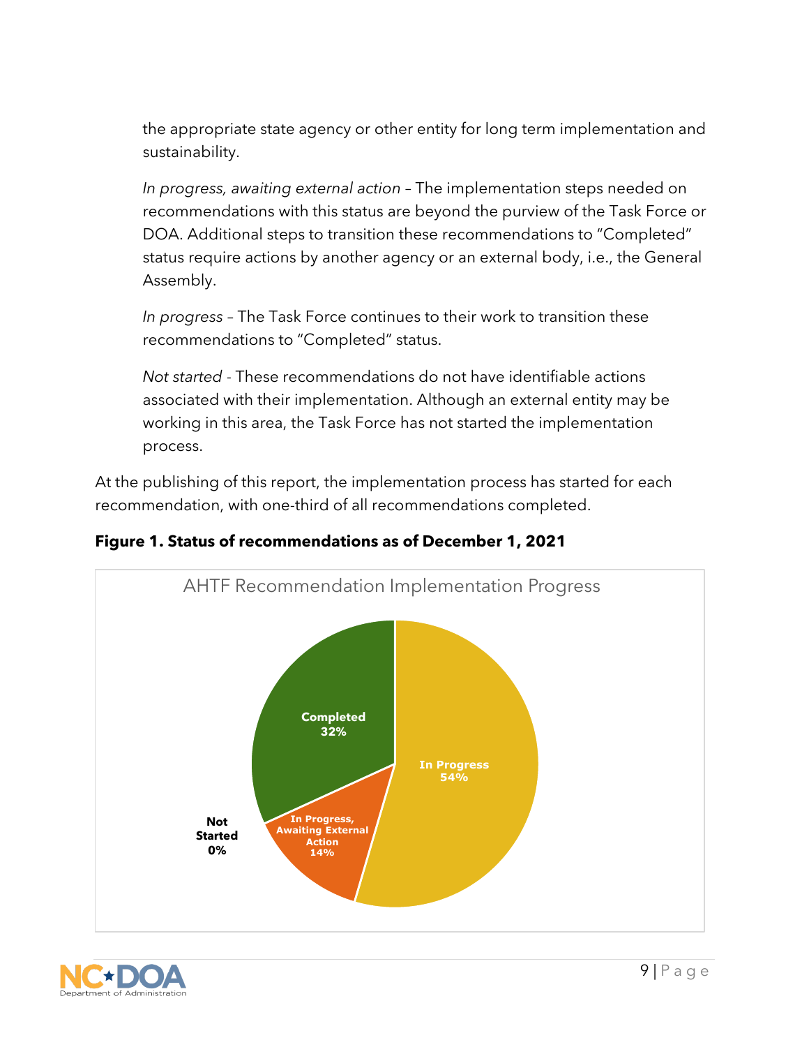the appropriate state agency or other entity for long term implementation and sustainability.

*In progress, awaiting external action* – The implementation steps needed on recommendations with this status are beyond the purview of the Task Force or DOA. Additional steps to transition these recommendations to "Completed" status require actions by another agency or an external body, i.e., the General Assembly.

*In progress* – The Task Force continues to their work to transition these recommendations to "Completed" status.

*Not started* - These recommendations do not have identifiable actions associated with their implementation. Although an external entity may be working in this area, the Task Force has not started the implementation process.

At the publishing of this report, the implementation process has started for each recommendation, with one-third of all recommendations completed.

**Figure 1. Status of recommendations as of December 1, 2021**

AHTF Recommendation Implementation Progress

| Status | Percent |
|---|---|
| Completed | 32% |
| In Progress | 54% |
| In Progress, Awaiting External Action | 14% |
| Not Started | 0% |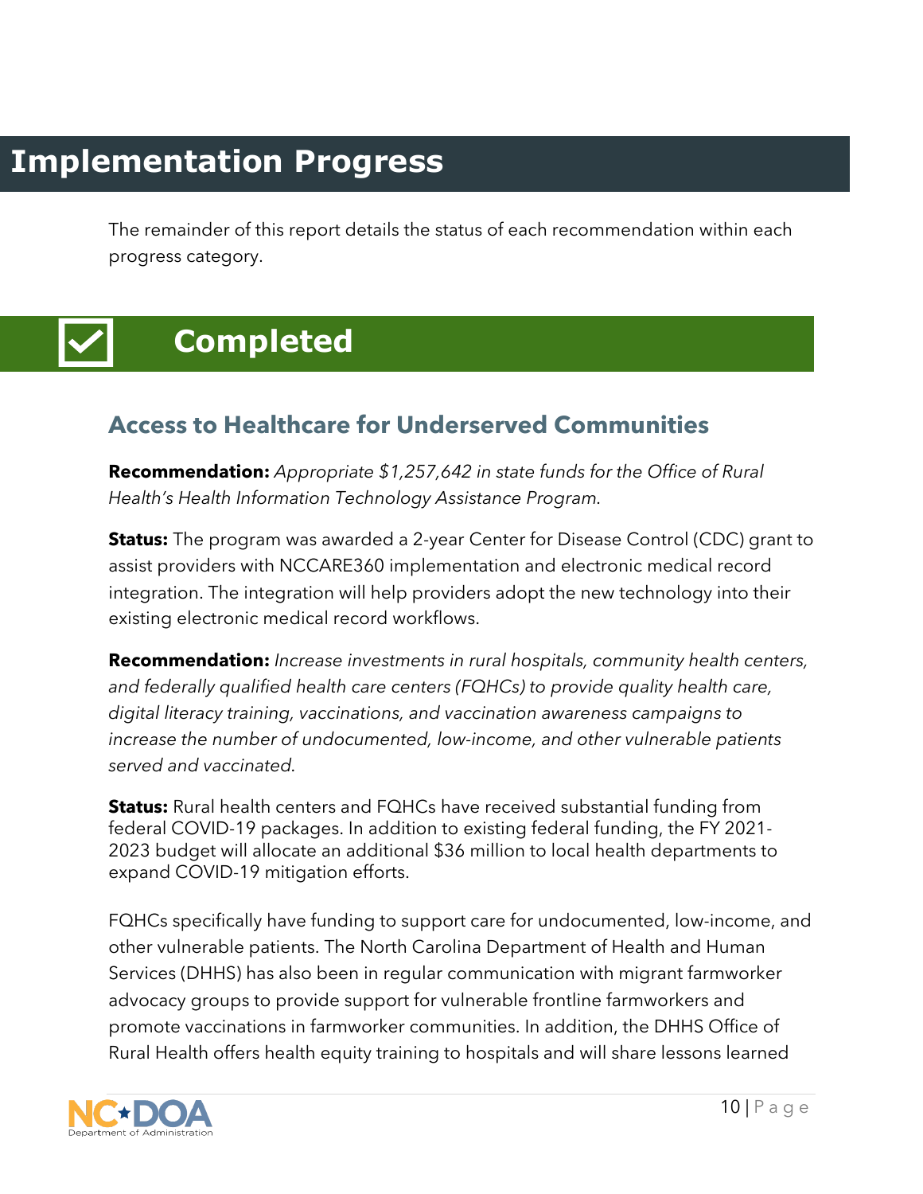# Implementation Progress

The remainder of this report details the status of each recommendation within each progress category.

## Completed

### Access to Healthcare for Underserved Communities

**Recommendation:** *Appropriate $1,257,642 in state funds for the Office of Rural Health's Health Information Technology Assistance Program.*

**Status:** The program was awarded a 2-year Center for Disease Control (CDC) grant to assist providers with NCCARE360 implementation and electronic medical record integration. The integration will help providers adopt the new technology into their existing electronic medical record workflows.

**Recommendation:** *Increase investments in rural hospitals, community health centers, and federally qualified health care centers (FQHCs) to provide quality health care, digital literacy training, vaccinations, and vaccination awareness campaigns to increase the number of undocumented, low-income, and other vulnerable patients served and vaccinated.*

**Status:** Rural health centers and FQHCs have received substantial funding from federal COVID-19 packages. In addition to existing federal funding, the FY 2021-2023 budget will allocate an additional $36 million to local health departments to expand COVID-19 mitigation efforts.

FQHCs specifically have funding to support care for undocumented, low-income, and other vulnerable patients. The North Carolina Department of Health and Human Services (DHHS) has also been in regular communication with migrant farmworker advocacy groups to provide support for vulnerable frontline farmworkers and promote vaccinations in farmworker communities. In addition, the DHHS Office of Rural Health offers health equity training to hospitals and will share lessons learned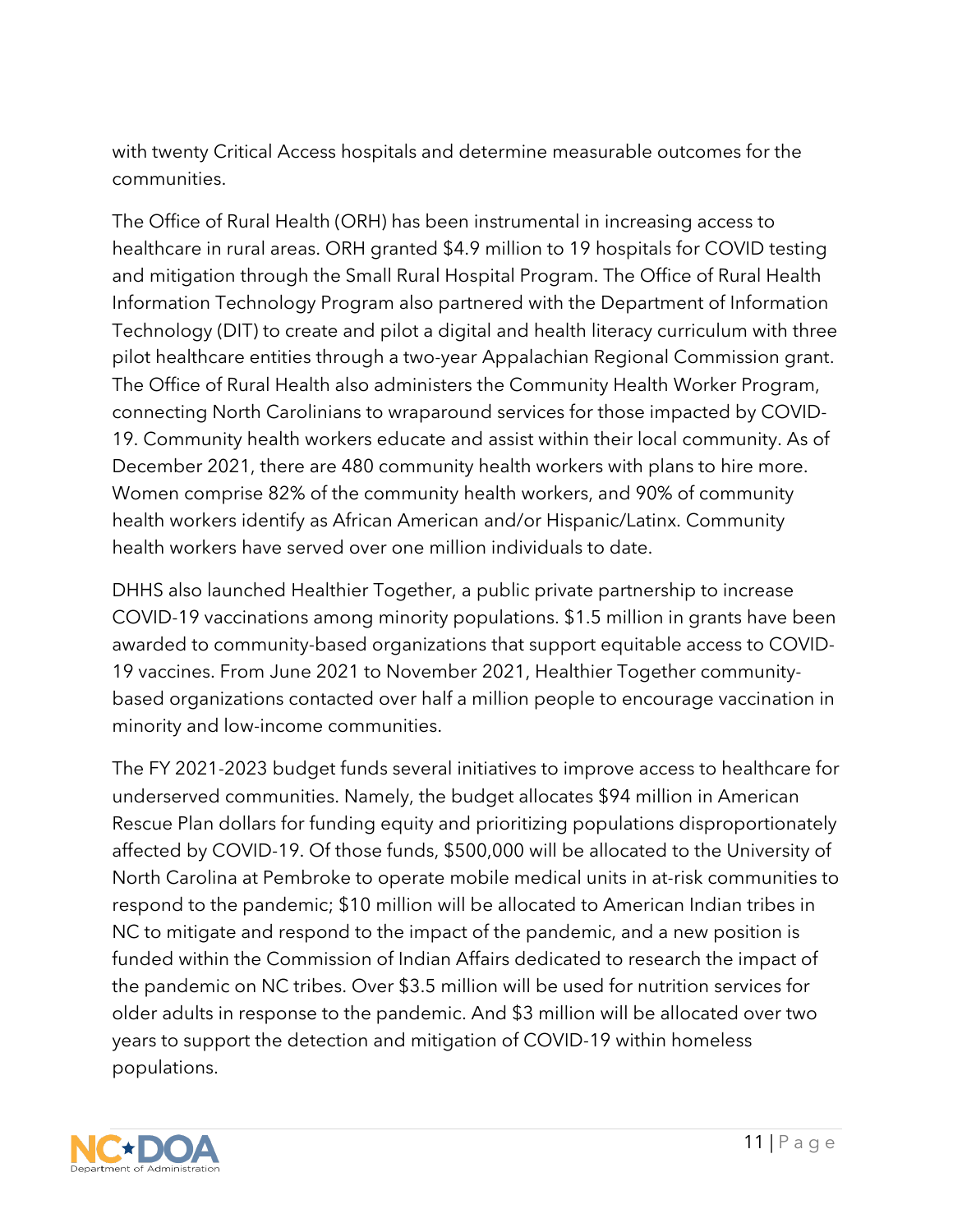with twenty Critical Access hospitals and determine measurable outcomes for the communities.

The Office of Rural Health (ORH) has been instrumental in increasing access to healthcare in rural areas. ORH granted $4.9 million to 19 hospitals for COVID testing and mitigation through the Small Rural Hospital Program. The Office of Rural Health Information Technology Program also partnered with the Department of Information Technology (DIT) to create and pilot a digital and health literacy curriculum with three pilot healthcare entities through a two-year Appalachian Regional Commission grant. The Office of Rural Health also administers the Community Health Worker Program, connecting North Carolinians to wraparound services for those impacted by COVID-19. Community health workers educate and assist within their local community. As of December 2021, there are 480 community health workers with plans to hire more. Women comprise 82% of the community health workers, and 90% of community health workers identify as African American and/or Hispanic/Latinx. Community health workers have served over one million individuals to date.

DHHS also launched Healthier Together, a public private partnership to increase COVID-19 vaccinations among minority populations. $1.5 million in grants have been awarded to community-based organizations that support equitable access to COVID-19 vaccines. From June 2021 to November 2021, Healthier Together community-based organizations contacted over half a million people to encourage vaccination in minority and low-income communities.

The FY 2021-2023 budget funds several initiatives to improve access to healthcare for underserved communities. Namely, the budget allocates $94 million in American Rescue Plan dollars for funding equity and prioritizing populations disproportionately affected by COVID-19. Of those funds, $500,000 will be allocated to the University of North Carolina at Pembroke to operate mobile medical units in at-risk communities to respond to the pandemic; $10 million will be allocated to American Indian tribes in NC to mitigate and respond to the impact of the pandemic, and a new position is funded within the Commission of Indian Affairs dedicated to research the impact of the pandemic on NC tribes. Over $3.5 million will be used for nutrition services for older adults in response to the pandemic. And $3 million will be allocated over two years to support the detection and mitigation of COVID-19 within homeless populations.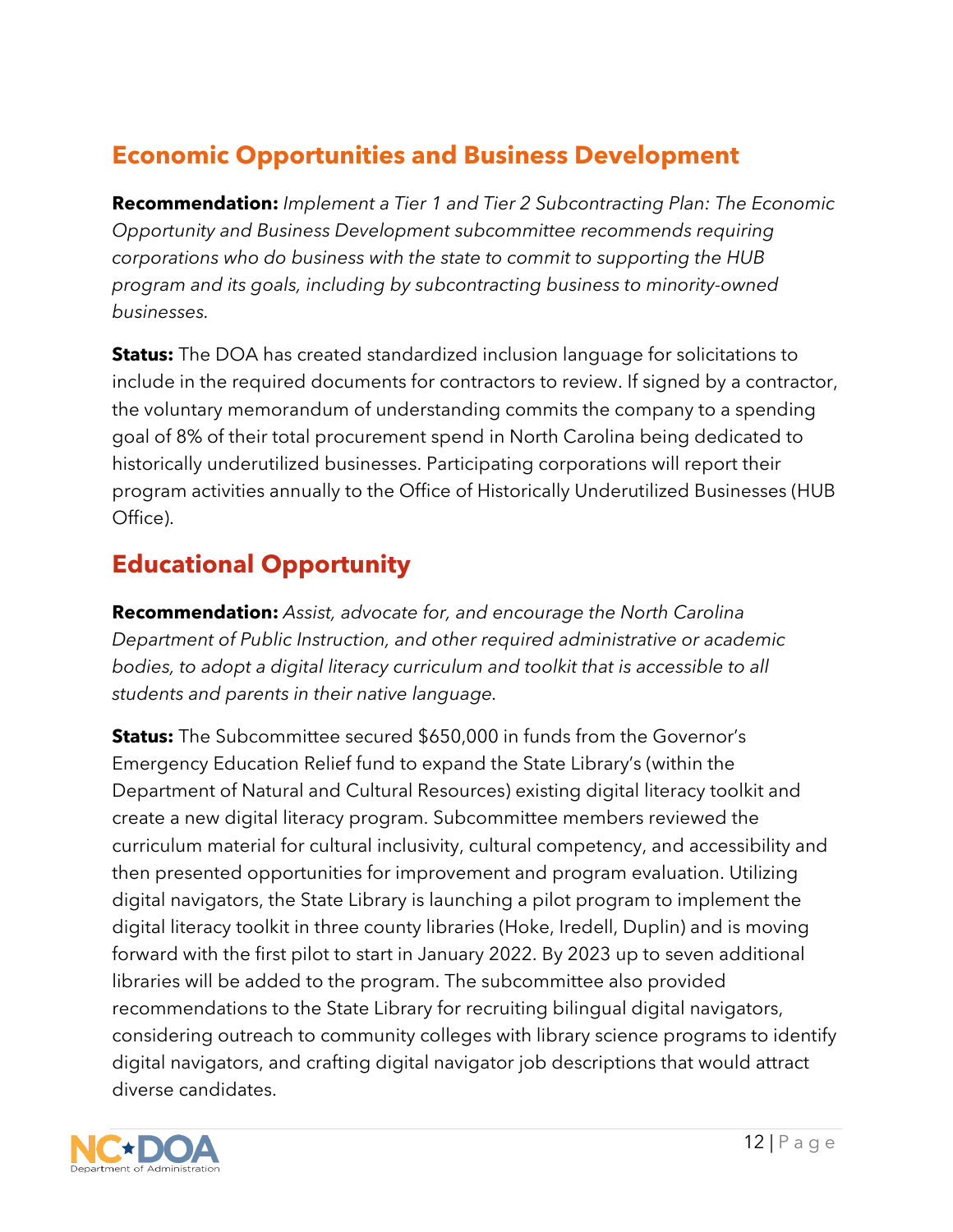## Economic Opportunities and Business Development

**Recommendation:** *Implement a Tier 1 and Tier 2 Subcontracting Plan: The Economic Opportunity and Business Development subcommittee recommends requiring corporations who do business with the state to commit to supporting the HUB program and its goals, including by subcontracting business to minority-owned businesses.*

**Status:** The DOA has created standardized inclusion language for solicitations to include in the required documents for contractors to review. If signed by a contractor, the voluntary memorandum of understanding commits the company to a spending goal of 8% of their total procurement spend in North Carolina being dedicated to historically underutilized businesses. Participating corporations will report their program activities annually to the Office of Historically Underutilized Businesses (HUB Office).

## Educational Opportunity

**Recommendation:** *Assist, advocate for, and encourage the North Carolina Department of Public Instruction, and other required administrative or academic bodies, to adopt a digital literacy curriculum and toolkit that is accessible to all students and parents in their native language.*

**Status:** The Subcommittee secured $650,000 in funds from the Governor's Emergency Education Relief fund to expand the State Library's (within the Department of Natural and Cultural Resources) existing digital literacy toolkit and create a new digital literacy program. Subcommittee members reviewed the curriculum material for cultural inclusivity, cultural competency, and accessibility and then presented opportunities for improvement and program evaluation. Utilizing digital navigators, the State Library is launching a pilot program to implement the digital literacy toolkit in three county libraries (Hoke, Iredell, Duplin) and is moving forward with the first pilot to start in January 2022. By 2023 up to seven additional libraries will be added to the program. The subcommittee also provided recommendations to the State Library for recruiting bilingual digital navigators, considering outreach to community colleges with library science programs to identify digital navigators, and crafting digital navigator job descriptions that would attract diverse candidates.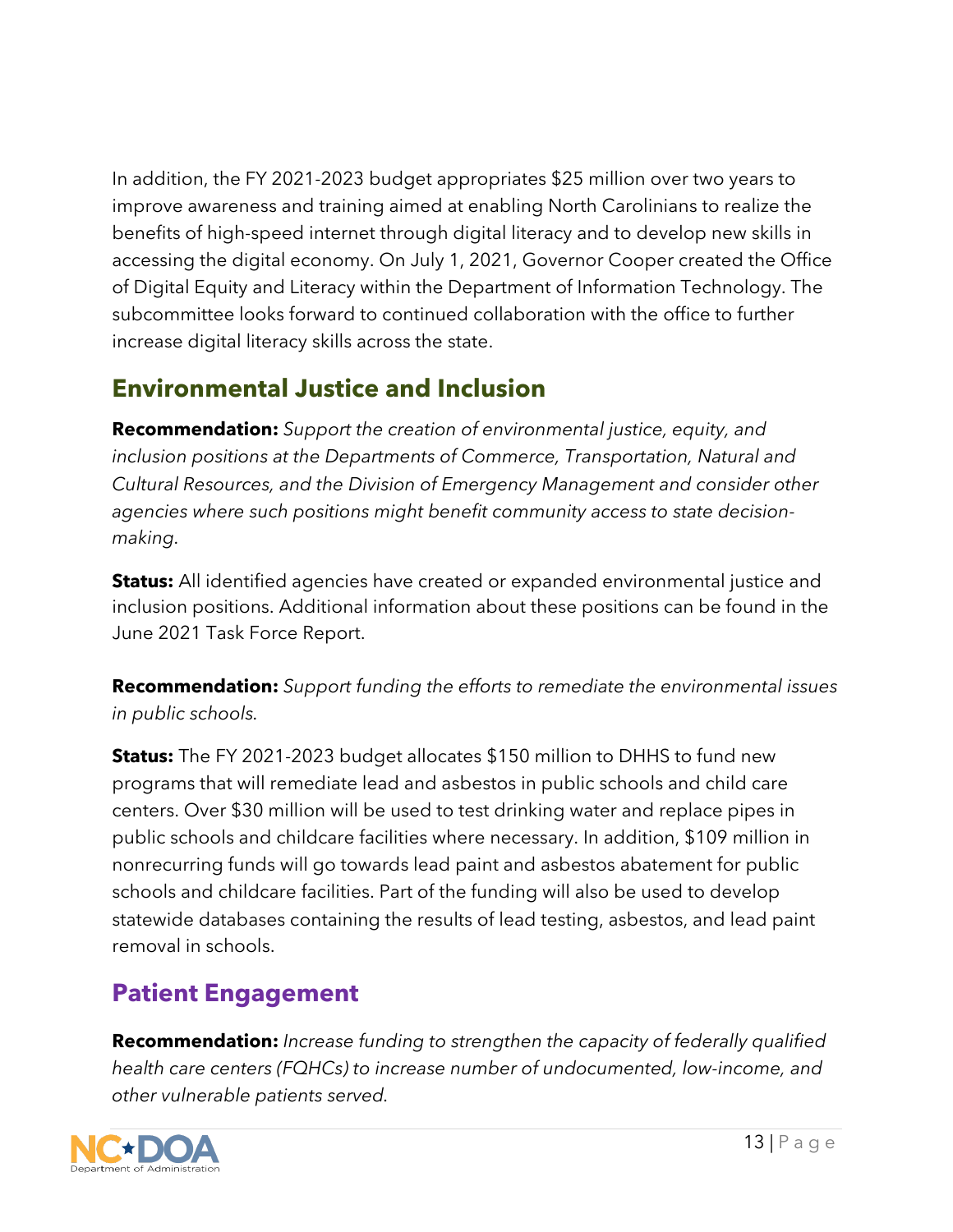In addition, the FY 2021-2023 budget appropriates $25 million over two years to improve awareness and training aimed at enabling North Carolinians to realize the benefits of high-speed internet through digital literacy and to develop new skills in accessing the digital economy. On July 1, 2021, Governor Cooper created the Office of Digital Equity and Literacy within the Department of Information Technology. The subcommittee looks forward to continued collaboration with the office to further increase digital literacy skills across the state.

## Environmental Justice and Inclusion

**Recommendation:** *Support the creation of environmental justice, equity, and inclusion positions at the Departments of Commerce, Transportation, Natural and Cultural Resources, and the Division of Emergency Management and consider other agencies where such positions might benefit community access to state decision-making.*

**Status:** All identified agencies have created or expanded environmental justice and inclusion positions. Additional information about these positions can be found in the June 2021 Task Force Report.

**Recommendation:** *Support funding the efforts to remediate the environmental issues in public schools.*

**Status:** The FY 2021-2023 budget allocates $150 million to DHHS to fund new programs that will remediate lead and asbestos in public schools and child care centers. Over $30 million will be used to test drinking water and replace pipes in public schools and childcare facilities where necessary. In addition, $109 million in nonrecurring funds will go towards lead paint and asbestos abatement for public schools and childcare facilities. Part of the funding will also be used to develop statewide databases containing the results of lead testing, asbestos, and lead paint removal in schools.

## Patient Engagement

**Recommendation:** *Increase funding to strengthen the capacity of federally qualified health care centers (FQHCs) to increase number of undocumented, low-income, and other vulnerable patients served.*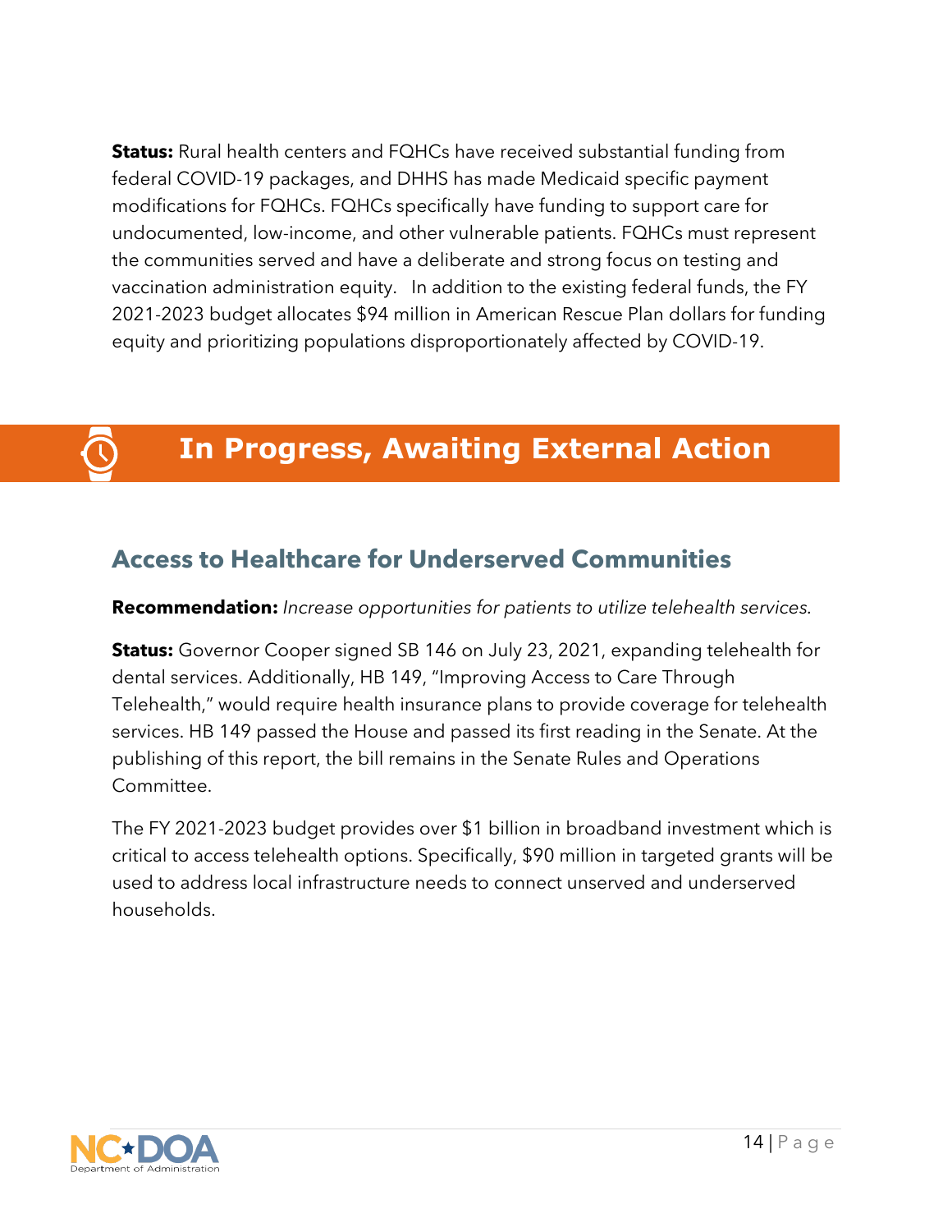**Status:** Rural health centers and FQHCs have received substantial funding from federal COVID-19 packages, and DHHS has made Medicaid specific payment modifications for FQHCs. FQHCs specifically have funding to support care for undocumented, low-income, and other vulnerable patients. FQHCs must represent the communities served and have a deliberate and strong focus on testing and vaccination administration equity. In addition to the existing federal funds, the FY 2021-2023 budget allocates $94 million in American Rescue Plan dollars for funding equity and prioritizing populations disproportionately affected by COVID-19.

# In Progress, Awaiting External Action

## Access to Healthcare for Underserved Communities

**Recommendation:** *Increase opportunities for patients to utilize telehealth services.*

**Status:** Governor Cooper signed SB 146 on July 23, 2021, expanding telehealth for dental services. Additionally, HB 149, "Improving Access to Care Through Telehealth," would require health insurance plans to provide coverage for telehealth services. HB 149 passed the House and passed its first reading in the Senate. At the publishing of this report, the bill remains in the Senate Rules and Operations Committee.

The FY 2021-2023 budget provides over $1 billion in broadband investment which is critical to access telehealth options. Specifically, $90 million in targeted grants will be used to address local infrastructure needs to connect unserved and underserved households.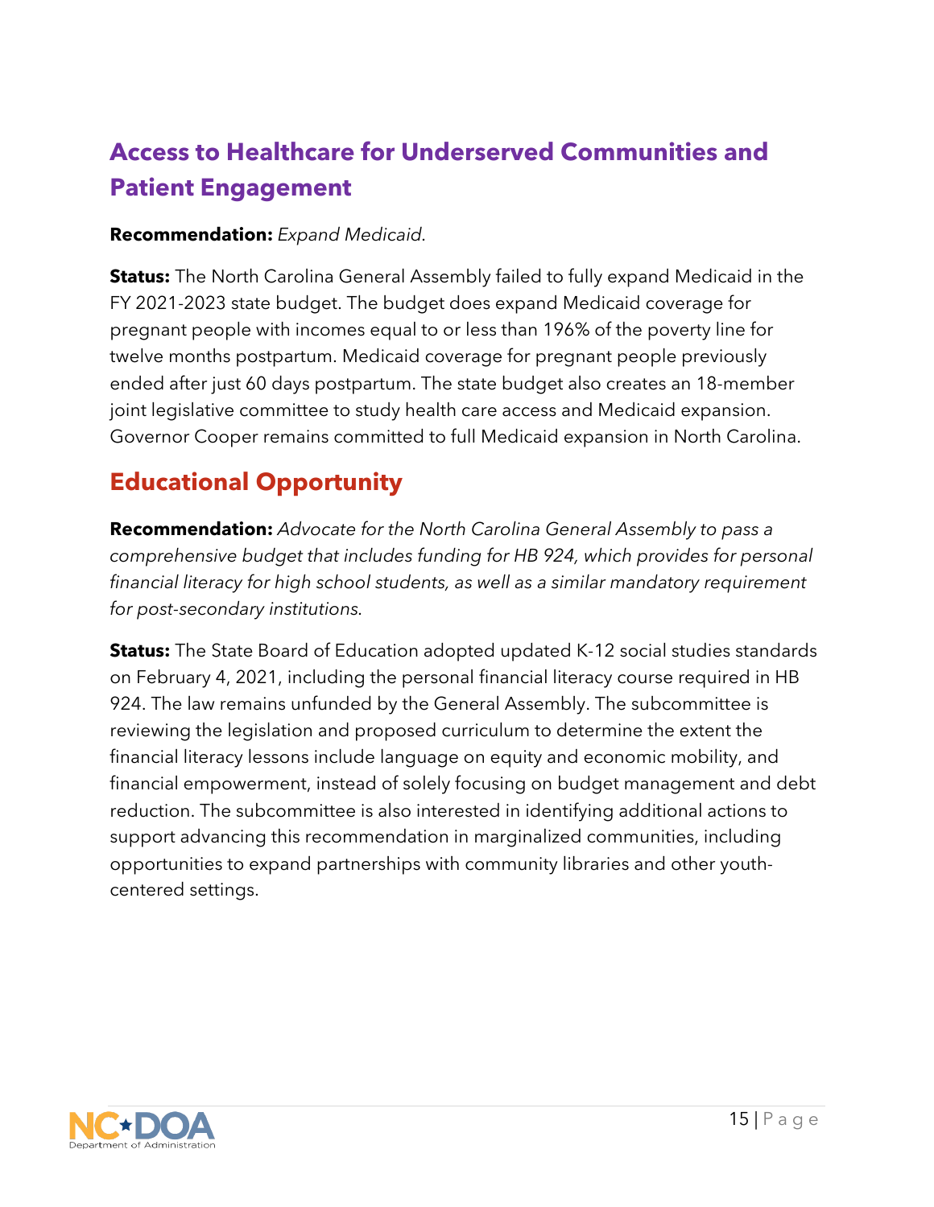## Access to Healthcare for Underserved Communities and Patient Engagement

**Recommendation:** *Expand Medicaid.*

**Status:** The North Carolina General Assembly failed to fully expand Medicaid in the FY 2021-2023 state budget. The budget does expand Medicaid coverage for pregnant people with incomes equal to or less than 196% of the poverty line for twelve months postpartum. Medicaid coverage for pregnant people previously ended after just 60 days postpartum. The state budget also creates an 18-member joint legislative committee to study health care access and Medicaid expansion. Governor Cooper remains committed to full Medicaid expansion in North Carolina.

## Educational Opportunity

**Recommendation:** *Advocate for the North Carolina General Assembly to pass a comprehensive budget that includes funding for HB 924, which provides for personal financial literacy for high school students, as well as a similar mandatory requirement for post-secondary institutions.*

**Status:** The State Board of Education adopted updated K-12 social studies standards on February 4, 2021, including the personal financial literacy course required in HB 924. The law remains unfunded by the General Assembly. The subcommittee is reviewing the legislation and proposed curriculum to determine the extent the financial literacy lessons include language on equity and economic mobility, and financial empowerment, instead of solely focusing on budget management and debt reduction. The subcommittee is also interested in identifying additional actions to support advancing this recommendation in marginalized communities, including opportunities to expand partnerships with community libraries and other youth-centered settings.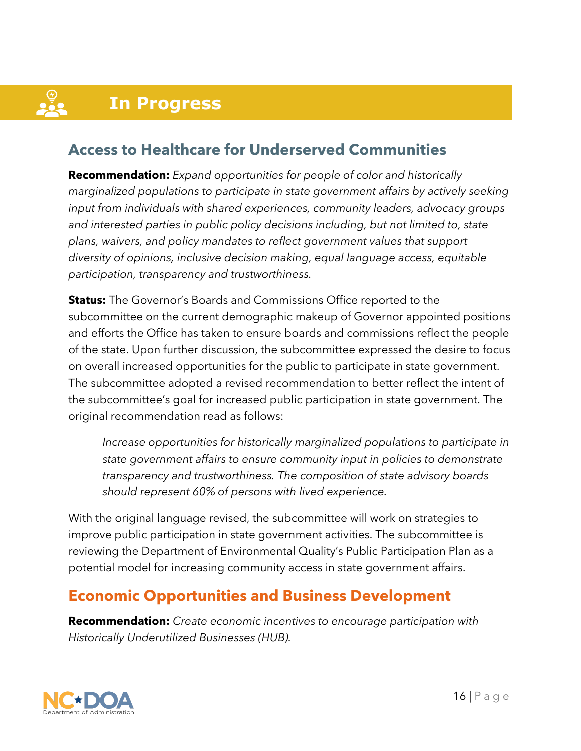# In Progress

## Access to Healthcare for Underserved Communities

**Recommendation:** *Expand opportunities for people of color and historically marginalized populations to participate in state government affairs by actively seeking input from individuals with shared experiences, community leaders, advocacy groups and interested parties in public policy decisions including, but not limited to, state plans, waivers, and policy mandates to reflect government values that support diversity of opinions, inclusive decision making, equal language access, equitable participation, transparency and trustworthiness.*

**Status:** The Governor's Boards and Commissions Office reported to the subcommittee on the current demographic makeup of Governor appointed positions and efforts the Office has taken to ensure boards and commissions reflect the people of the state. Upon further discussion, the subcommittee expressed the desire to focus on overall increased opportunities for the public to participate in state government. The subcommittee adopted a revised recommendation to better reflect the intent of the subcommittee's goal for increased public participation in state government. The original recommendation read as follows:

> *Increase opportunities for historically marginalized populations to participate in state government affairs to ensure community input in policies to demonstrate transparency and trustworthiness. The composition of state advisory boards should represent 60% of persons with lived experience.*

With the original language revised, the subcommittee will work on strategies to improve public participation in state government activities. The subcommittee is reviewing the Department of Environmental Quality's Public Participation Plan as a potential model for increasing community access in state government affairs.

## Economic Opportunities and Business Development

**Recommendation:** *Create economic incentives to encourage participation with Historically Underutilized Businesses (HUB).*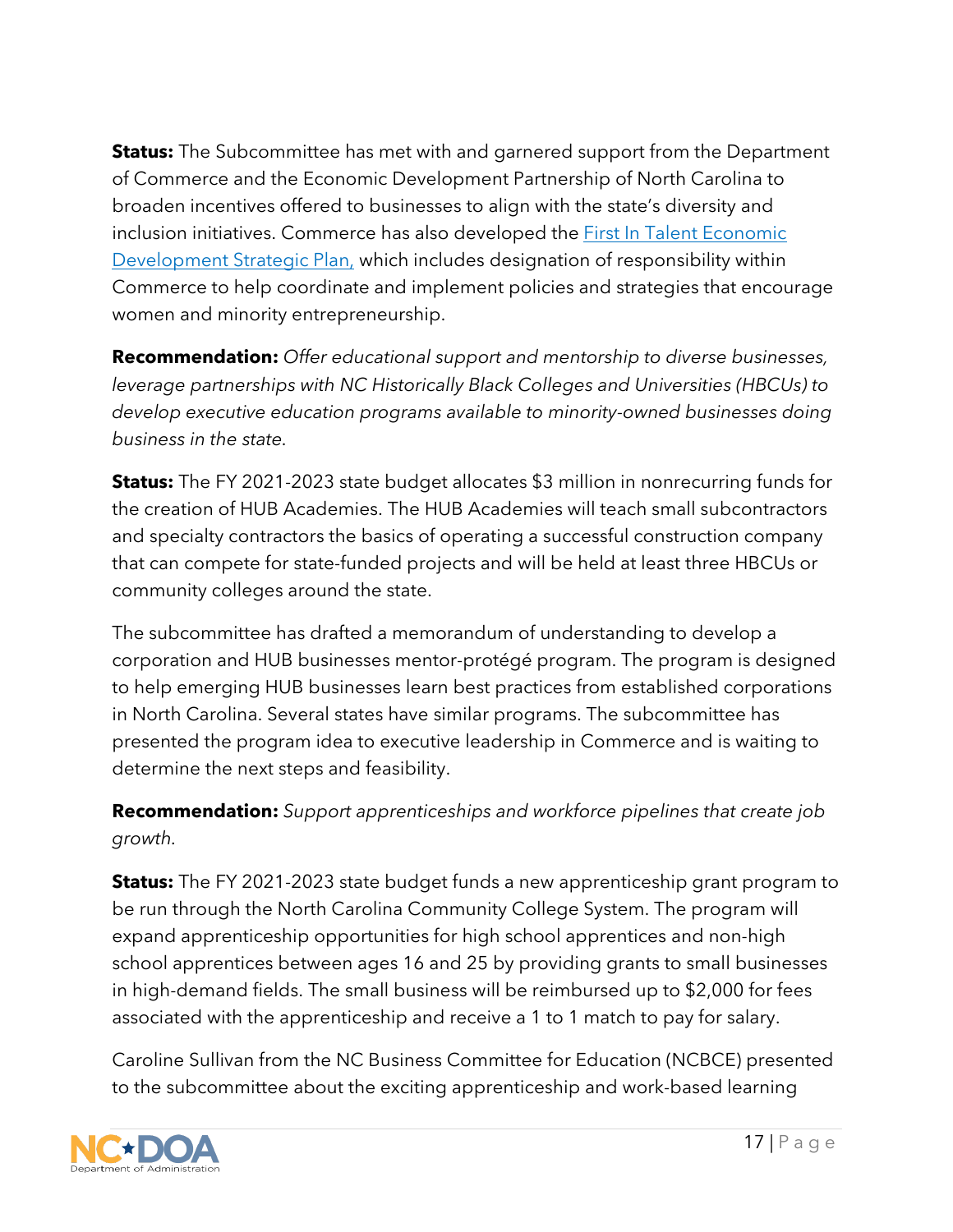**Status:** The Subcommittee has met with and garnered support from the Department of Commerce and the Economic Development Partnership of North Carolina to broaden incentives offered to businesses to align with the state's diversity and inclusion initiatives. Commerce has also developed the [First In Talent Economic Development Strategic Plan,](#) which includes designation of responsibility within Commerce to help coordinate and implement policies and strategies that encourage women and minority entrepreneurship.

**Recommendation:** *Offer educational support and mentorship to diverse businesses, leverage partnerships with NC Historically Black Colleges and Universities (HBCUs) to develop executive education programs available to minority-owned businesses doing business in the state.*

**Status:** The FY 2021-2023 state budget allocates $3 million in nonrecurring funds for the creation of HUB Academies. The HUB Academies will teach small subcontractors and specialty contractors the basics of operating a successful construction company that can compete for state-funded projects and will be held at least three HBCUs or community colleges around the state.

The subcommittee has drafted a memorandum of understanding to develop a corporation and HUB businesses mentor-protégé program. The program is designed to help emerging HUB businesses learn best practices from established corporations in North Carolina. Several states have similar programs. The subcommittee has presented the program idea to executive leadership in Commerce and is waiting to determine the next steps and feasibility.

**Recommendation:** *Support apprenticeships and workforce pipelines that create job growth.*

**Status:** The FY 2021-2023 state budget funds a new apprenticeship grant program to be run through the North Carolina Community College System. The program will expand apprenticeship opportunities for high school apprentices and non-high school apprentices between ages 16 and 25 by providing grants to small businesses in high-demand fields. The small business will be reimbursed up to $2,000 for fees associated with the apprenticeship and receive a 1 to 1 match to pay for salary.

Caroline Sullivan from the NC Business Committee for Education (NCBCE) presented to the subcommittee about the exciting apprenticeship and work-based learning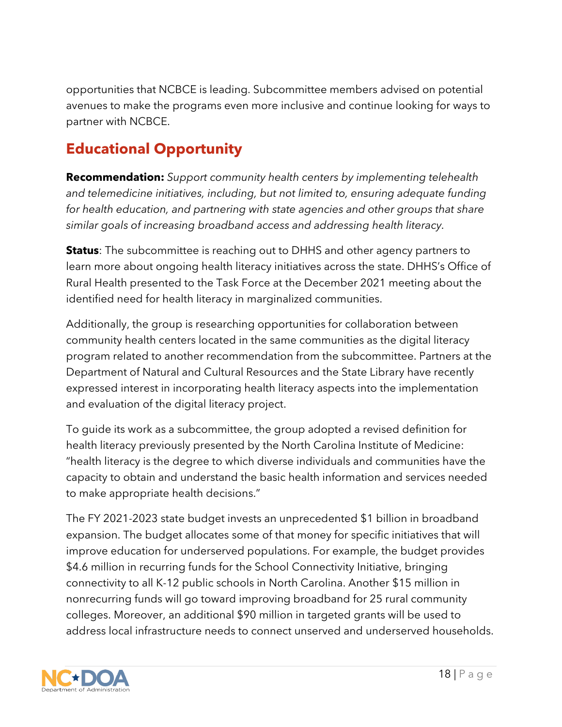opportunities that NCBCE is leading. Subcommittee members advised on potential avenues to make the programs even more inclusive and continue looking for ways to partner with NCBCE.

## Educational Opportunity

**Recommendation:** *Support community health centers by implementing telehealth and telemedicine initiatives, including, but not limited to, ensuring adequate funding for health education, and partnering with state agencies and other groups that share similar goals of increasing broadband access and addressing health literacy.*

**Status**: The subcommittee is reaching out to DHHS and other agency partners to learn more about ongoing health literacy initiatives across the state. DHHS's Office of Rural Health presented to the Task Force at the December 2021 meeting about the identified need for health literacy in marginalized communities.

Additionally, the group is researching opportunities for collaboration between community health centers located in the same communities as the digital literacy program related to another recommendation from the subcommittee. Partners at the Department of Natural and Cultural Resources and the State Library have recently expressed interest in incorporating health literacy aspects into the implementation and evaluation of the digital literacy project.

To guide its work as a subcommittee, the group adopted a revised definition for health literacy previously presented by the North Carolina Institute of Medicine: "health literacy is the degree to which diverse individuals and communities have the capacity to obtain and understand the basic health information and services needed to make appropriate health decisions."

The FY 2021-2023 state budget invests an unprecedented $1 billion in broadband expansion. The budget allocates some of that money for specific initiatives that will improve education for underserved populations. For example, the budget provides $4.6 million in recurring funds for the School Connectivity Initiative, bringing connectivity to all K-12 public schools in North Carolina. Another $15 million in nonrecurring funds will go toward improving broadband for 25 rural community colleges. Moreover, an additional $90 million in targeted grants will be used to address local infrastructure needs to connect unserved and underserved households.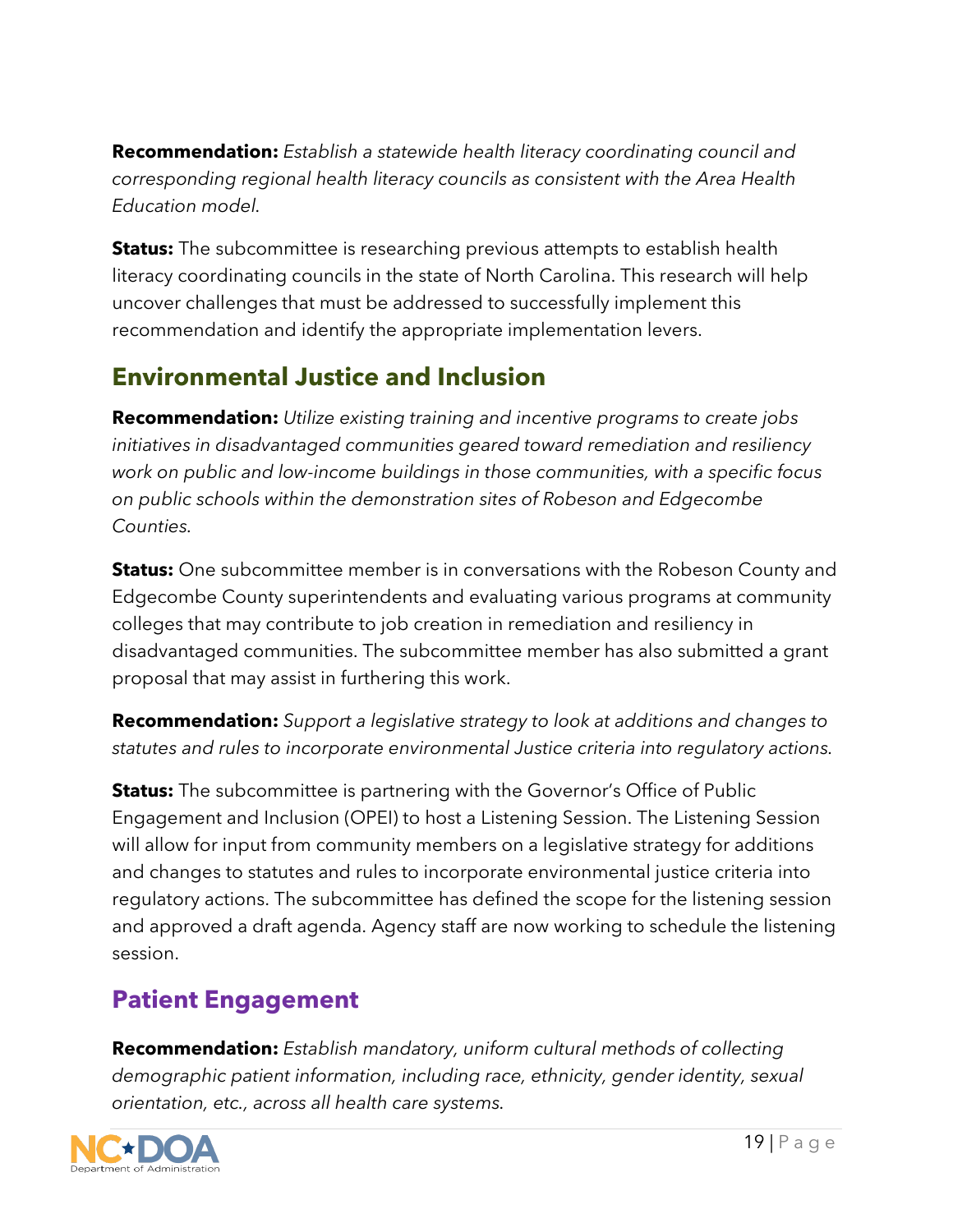**Recommendation:** *Establish a statewide health literacy coordinating council and corresponding regional health literacy councils as consistent with the Area Health Education model.*

**Status:** The subcommittee is researching previous attempts to establish health literacy coordinating councils in the state of North Carolina. This research will help uncover challenges that must be addressed to successfully implement this recommendation and identify the appropriate implementation levers.

## Environmental Justice and Inclusion

**Recommendation:** *Utilize existing training and incentive programs to create jobs initiatives in disadvantaged communities geared toward remediation and resiliency work on public and low-income buildings in those communities, with a specific focus on public schools within the demonstration sites of Robeson and Edgecombe Counties.*

**Status:** One subcommittee member is in conversations with the Robeson County and Edgecombe County superintendents and evaluating various programs at community colleges that may contribute to job creation in remediation and resiliency in disadvantaged communities. The subcommittee member has also submitted a grant proposal that may assist in furthering this work.

**Recommendation:** *Support a legislative strategy to look at additions and changes to statutes and rules to incorporate environmental Justice criteria into regulatory actions.*

**Status:** The subcommittee is partnering with the Governor's Office of Public Engagement and Inclusion (OPEI) to host a Listening Session. The Listening Session will allow for input from community members on a legislative strategy for additions and changes to statutes and rules to incorporate environmental justice criteria into regulatory actions. The subcommittee has defined the scope for the listening session and approved a draft agenda. Agency staff are now working to schedule the listening session.

## Patient Engagement

**Recommendation:** *Establish mandatory, uniform cultural methods of collecting demographic patient information, including race, ethnicity, gender identity, sexual orientation, etc., across all health care systems.*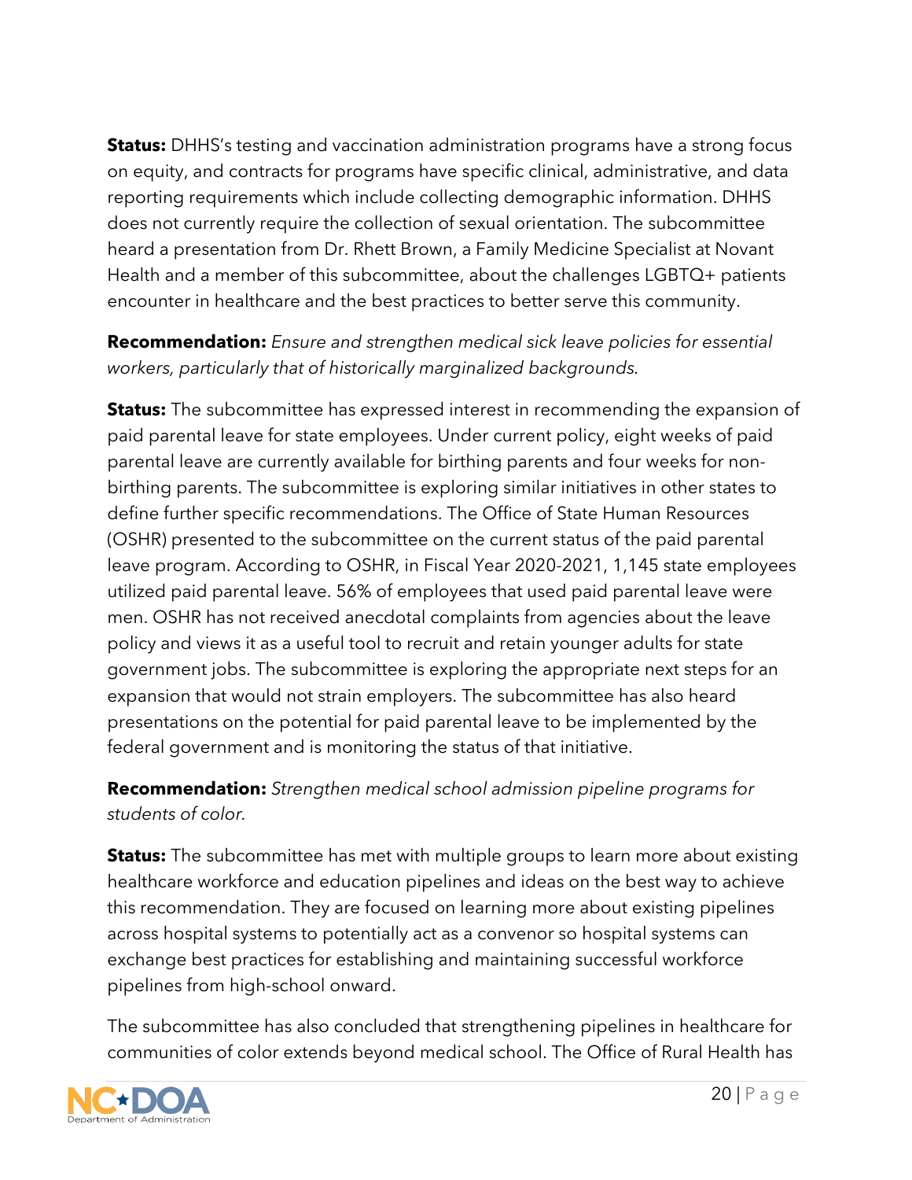**Status:** DHHS's testing and vaccination administration programs have a strong focus on equity, and contracts for programs have specific clinical, administrative, and data reporting requirements which include collecting demographic information. DHHS does not currently require the collection of sexual orientation. The subcommittee heard a presentation from Dr. Rhett Brown, a Family Medicine Specialist at Novant Health and a member of this subcommittee, about the challenges LGBTQ+ patients encounter in healthcare and the best practices to better serve this community.

**Recommendation:** *Ensure and strengthen medical sick leave policies for essential workers, particularly that of historically marginalized backgrounds.*

**Status:** The subcommittee has expressed interest in recommending the expansion of paid parental leave for state employees. Under current policy, eight weeks of paid parental leave are currently available for birthing parents and four weeks for non-birthing parents. The subcommittee is exploring similar initiatives in other states to define further specific recommendations. The Office of State Human Resources (OSHR) presented to the subcommittee on the current status of the paid parental leave program. According to OSHR, in Fiscal Year 2020-2021, 1,145 state employees utilized paid parental leave. 56% of employees that used paid parental leave were men. OSHR has not received anecdotal complaints from agencies about the leave policy and views it as a useful tool to recruit and retain younger adults for state government jobs. The subcommittee is exploring the appropriate next steps for an expansion that would not strain employers. The subcommittee has also heard presentations on the potential for paid parental leave to be implemented by the federal government and is monitoring the status of that initiative.

**Recommendation:** *Strengthen medical school admission pipeline programs for students of color.*

**Status:** The subcommittee has met with multiple groups to learn more about existing healthcare workforce and education pipelines and ideas on the best way to achieve this recommendation. They are focused on learning more about existing pipelines across hospital systems to potentially act as a convenor so hospital systems can exchange best practices for establishing and maintaining successful workforce pipelines from high-school onward.

The subcommittee has also concluded that strengthening pipelines in healthcare for communities of color extends beyond medical school. The Office of Rural Health has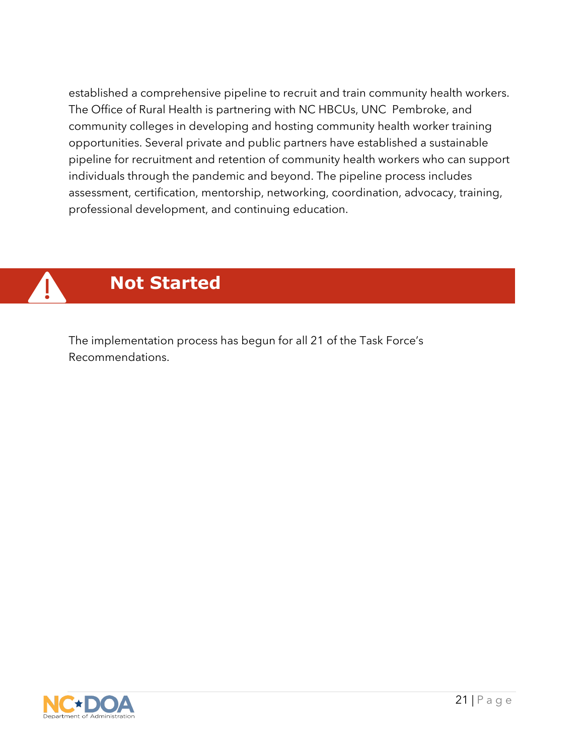established a comprehensive pipeline to recruit and train community health workers. The Office of Rural Health is partnering with NC HBCUs, UNC Pembroke, and community colleges in developing and hosting community health worker training opportunities. Several private and public partners have established a sustainable pipeline for recruitment and retention of community health workers who can support individuals through the pandemic and beyond. The pipeline process includes assessment, certification, mentorship, networking, coordination, advocacy, training, professional development, and continuing education.

## Not Started

The implementation process has begun for all 21 of the Task Force's Recommendations.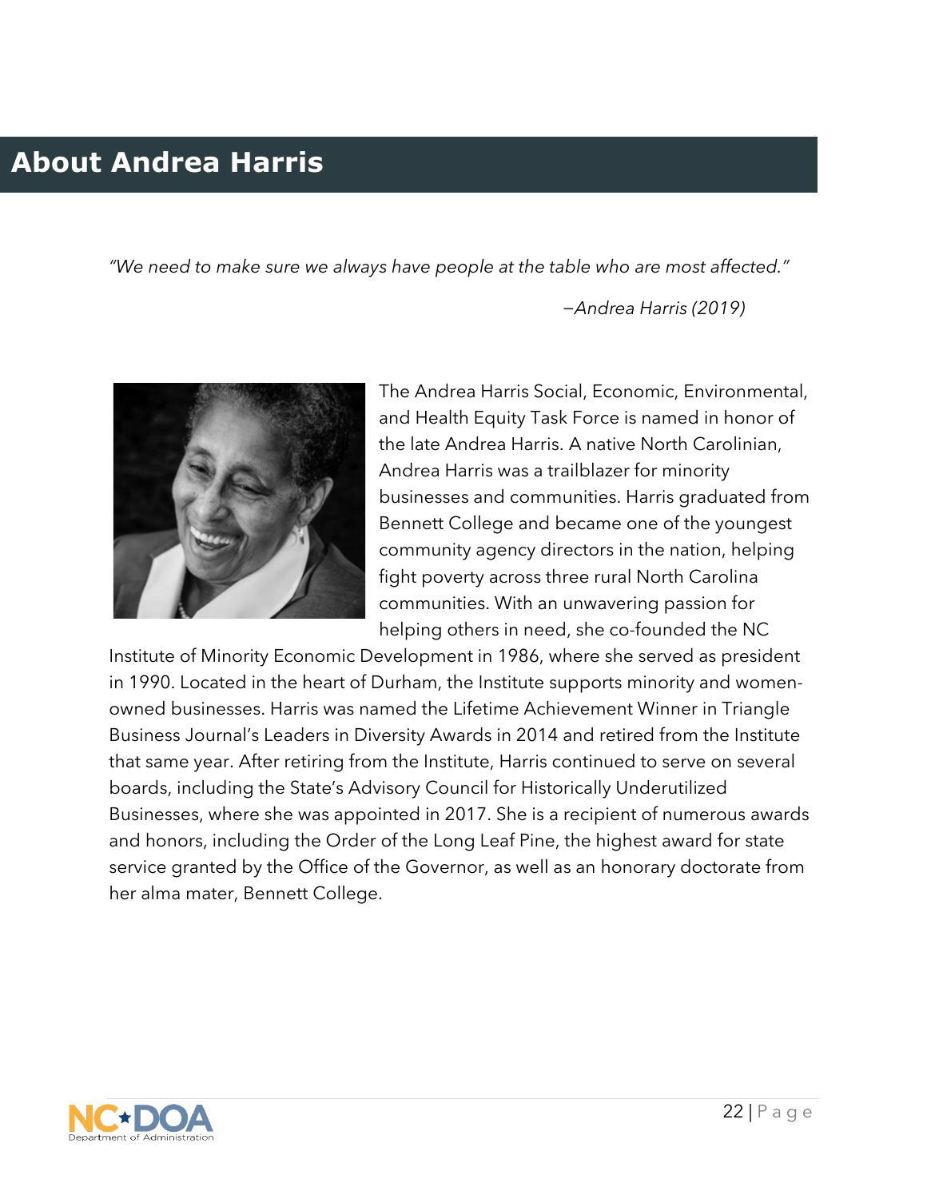# About Andrea Harris

*"We need to make sure we always have people at the table who are most affected."*

*—Andrea Harris (2019)*

The Andrea Harris Social, Economic, Environmental, and Health Equity Task Force is named in honor of the late Andrea Harris. A native North Carolinian, Andrea Harris was a trailblazer for minority businesses and communities. Harris graduated from Bennett College and became one of the youngest community agency directors in the nation, helping fight poverty across three rural North Carolina communities. With an unwavering passion for helping others in need, she co-founded the NC Institute of Minority Economic Development in 1986, where she served as president in 1990. Located in the heart of Durham, the Institute supports minority and women-owned businesses. Harris was named the Lifetime Achievement Winner in Triangle Business Journal's Leaders in Diversity Awards in 2014 and retired from the Institute that same year. After retiring from the Institute, Harris continued to serve on several boards, including the State's Advisory Council for Historically Underutilized Businesses, where she was appointed in 2017. She is a recipient of numerous awards and honors, including the Order of the Long Leaf Pine, the highest award for state service granted by the Office of the Governor, as well as an honorary doctorate from her alma mater, Bennett College.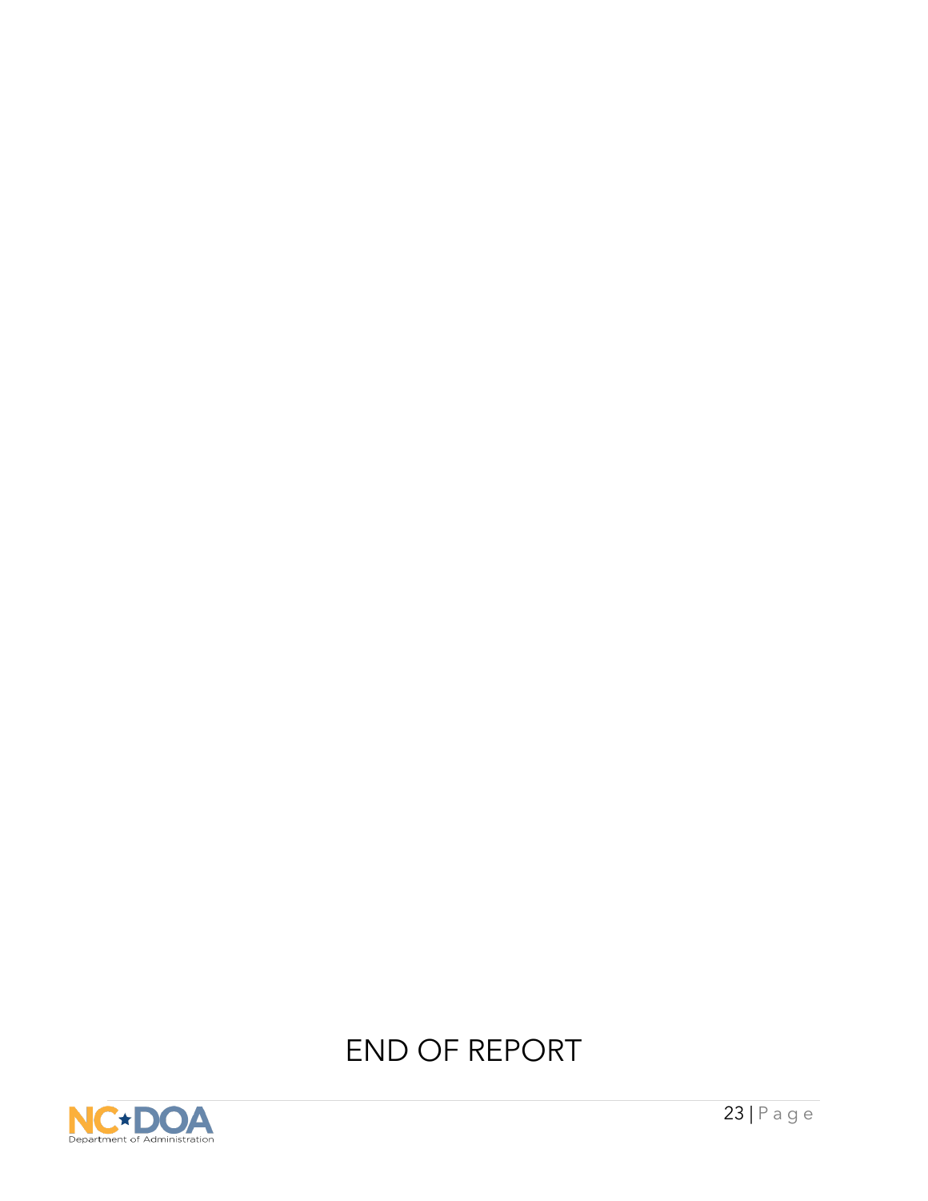END OF REPORT